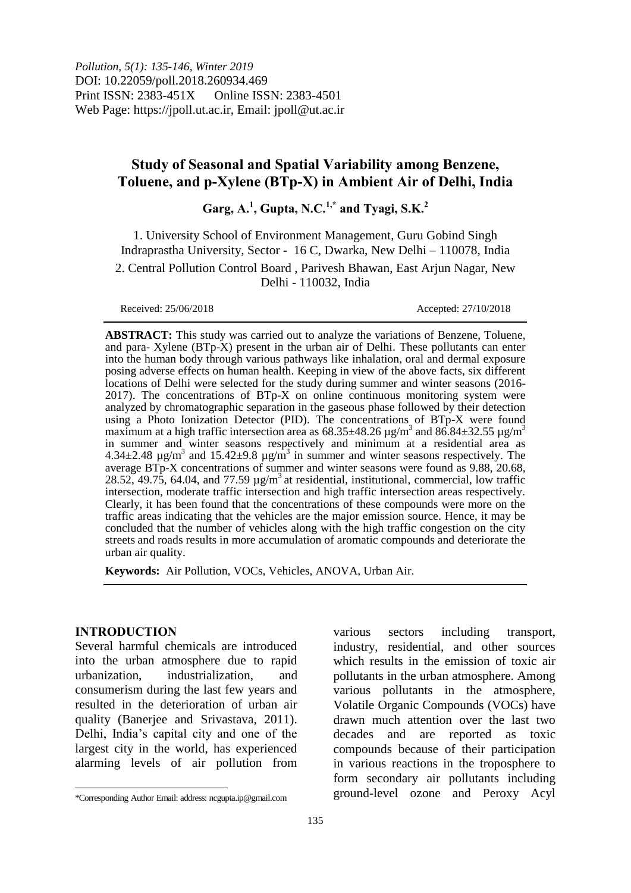*Pollution, 5(1): 135-146, Winter 2019*
DOI: 10.22059/poll.2018.260934.469
Print ISSN: 2383-451X Online ISSN: 2383-4501
Web Page: https://jpoll.ut.ac.ir, Email: jpoll@ut.ac.ir

# Study of Seasonal and Spatial Variability among Benzene, Toluene, and p-Xylene (BTp-X) in Ambient Air of Delhi, India

**Garg, A.[1], Gupta, N.C.[1,*] and Tyagi, S.K.[2]**

1. University School of Environment Management, Guru Gobind Singh Indraprastha University, Sector - 16 C, Dwarka, New Delhi – 110078, India
2. Central Pollution Control Board , Parivesh Bhawan, East Arjun Nagar, New Delhi - 110032, India

Received: 25/06/2018 Accepted: 27/10/2018

**ABSTRACT:** This study was carried out to analyze the variations of Benzene, Toluene, and para- Xylene (BTp-X) present in the urban air of Delhi. These pollutants can enter into the human body through various pathways like inhalation, oral and dermal exposure posing adverse effects on human health. Keeping in view of the above facts, six different locations of Delhi were selected for the study during summer and winter seasons (2016-2017). The concentrations of BTp-X on online continuous monitoring system were analyzed by chromatographic separation in the gaseous phase followed by their detection using a Photo Ionization Detector (PID). The concentrations of BTp-X were found maximum at a high traffic intersection area as 68.35±48.26 µg/m$^3$ and 86.84±32.55 µg/m$^3$ in summer and winter seasons respectively and minimum at a residential area as 4.34±2.48 µg/m$^3$ and 15.42±9.8 µg/m$^3$ in summer and winter seasons respectively. The average BTp-X concentrations of summer and winter seasons were found as 9.88, 20.68, 28.52, 49.75, 64.04, and 77.59 µg/m$^3$ at residential, institutional, commercial, low traffic intersection, moderate traffic intersection and high traffic intersection areas respectively. Clearly, it has been found that the concentrations of these compounds were more on the traffic areas indicating that the vehicles are the major emission source. Hence, it may be concluded that the number of vehicles along with the high traffic congestion on the city streets and roads results in more accumulation of aromatic compounds and deteriorate the urban air quality.

**Keywords:** Air Pollution, VOCs, Vehicles, ANOVA, Urban Air.

## INTRODUCTION

Several harmful chemicals are introduced into the urban atmosphere due to rapid urbanization, industrialization, and consumerism during the last few years and resulted in the deterioration of urban air quality (Banerjee and Srivastava, 2011). Delhi, India's capital city and one of the largest city in the world, has experienced alarming levels of air pollution from various sectors including transport, industry, residential, and other sources which results in the emission of toxic air pollutants in the urban atmosphere. Among various pollutants in the atmosphere, Volatile Organic Compounds (VOCs) have drawn much attention over the last two decades and are reported as toxic compounds because of their participation in various reactions in the troposphere to form secondary air pollutants including ground-level ozone and Peroxy Acyl

*Corresponding Author Email: address: ncgupta.ip@gmail.com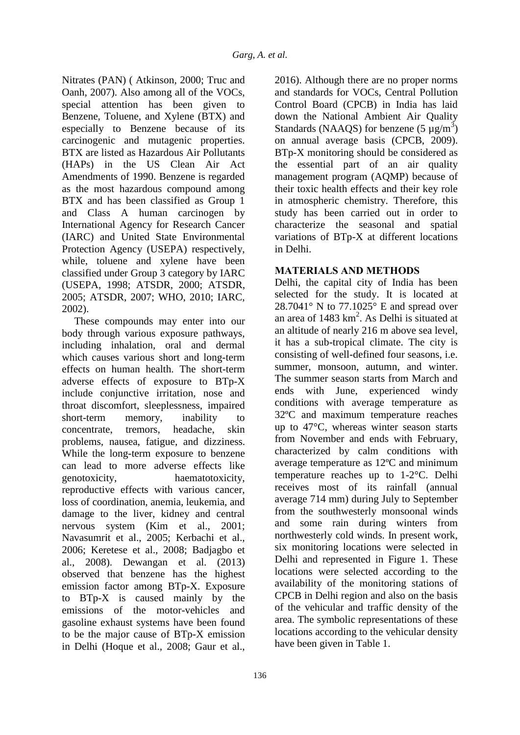Nitrates (PAN) ( Atkinson, 2000; Truc and Oanh, 2007). Also among all of the VOCs, special attention has been given to Benzene, Toluene, and Xylene (BTX) and especially to Benzene because of its carcinogenic and mutagenic properties. BTX are listed as Hazardous Air Pollutants (HAPs) in the US Clean Air Act Amendments of 1990. Benzene is regarded as the most hazardous compound among BTX and has been classified as Group 1 and Class A human carcinogen by International Agency for Research Cancer (IARC) and United State Environmental Protection Agency (USEPA) respectively, while, toluene and xylene have been classified under Group 3 category by IARC (USEPA, 1998; ATSDR, 2000; ATSDR, 2005; ATSDR, 2007; WHO, 2010; IARC, 2002).

These compounds may enter into our body through various exposure pathways, including inhalation, oral and dermal which causes various short and long-term effects on human health. The short-term adverse effects of exposure to BTp-X include conjunctive irritation, nose and throat discomfort, sleeplessness, impaired short-term memory, inability to concentrate, tremors, headache, skin problems, nausea, fatigue, and dizziness. While the long-term exposure to benzene can lead to more adverse effects like genotoxicity, haematotoxicity, reproductive effects with various cancer, loss of coordination, anemia, leukemia, and damage to the liver, kidney and central nervous system (Kim et al., 2001; Navasumrit et al., 2005; Kerbachi et al., 2006; Keretese et al., 2008; Badjagbo et al., 2008). Dewangan et al. (2013) observed that benzene has the highest emission factor among BTp-X. Exposure to BTp-X is caused mainly by the emissions of the motor-vehicles and gasoline exhaust systems have been found to be the major cause of BTp-X emission in Delhi (Hoque et al., 2008; Gaur et al., 2016). Although there are no proper norms and standards for VOCs, Central Pollution Control Board (CPCB) in India has laid down the National Ambient Air Quality Standards (NAAQS) for benzene (5 $\mu g/m^3$) on annual average basis (CPCB, 2009). BTp-X monitoring should be considered as the essential part of an air quality management program (AQMP) because of their toxic health effects and their key role in atmospheric chemistry. Therefore, this study has been carried out in order to characterize the seasonal and spatial variations of BTp-X at different locations in Delhi.

## MATERIALS AND METHODS

Delhi, the capital city of India has been selected for the study. It is located at 28.7041° N to 77.1025° E and spread over an area of 1483 $km^2$. As Delhi is situated at an altitude of nearly 216 m above sea level, it has a sub-tropical climate. The city is consisting of well-defined four seasons, i.e. summer, monsoon, autumn, and winter. The summer season starts from March and ends with June, experienced windy conditions with average temperature as 32ºC and maximum temperature reaches up to 47°C, whereas winter season starts from November and ends with February, characterized by calm conditions with average temperature as 12ºC and minimum temperature reaches up to 1-2°C. Delhi receives most of its rainfall (annual average 714 mm) during July to September from the southwesterly monsoonal winds and some rain during winters from northwesterly cold winds. In present work, six monitoring locations were selected in Delhi and represented in Figure 1. These locations were selected according to the availability of the monitoring stations of CPCB in Delhi region and also on the basis of the vehicular and traffic density of the area. The symbolic representations of these locations according to the vehicular density have been given in Table 1.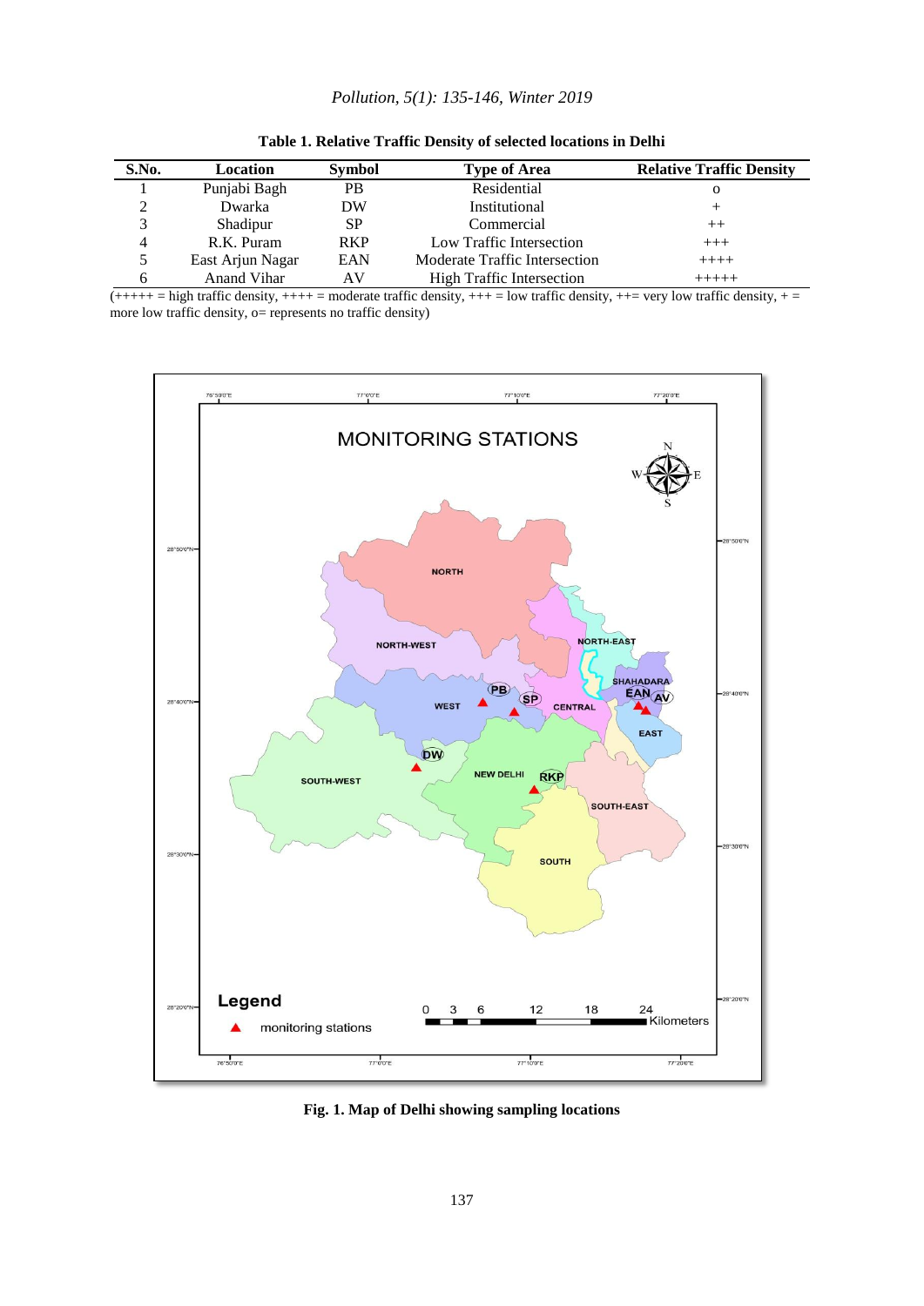**Table 1. Relative Traffic Density of selected locations in Delhi**

| S.No. | Location | Symbol | Type of Area | Relative Traffic Density |
|---|---|---|---|---|
| 1 | Punjabi Bagh | PB | Residential | o |
| 2 | Dwarka | DW | Institutional | + |
| 3 | Shadipur | SP | Commercial | ++ |
| 4 | R.K. Puram | RKP | Low Traffic Intersection | +++ |
| 5 | East Arjun Nagar | EAN | Moderate Traffic Intersection | ++++ |
| 6 | Anand Vihar | AV | High Traffic Intersection | +++++ |

(+++++ = high traffic density, ++++ = moderate traffic density, +++ = low traffic density, ++= very low traffic density, + = more low traffic density, o= represents no traffic density)

**Fig. 1. Map of Delhi showing sampling locations**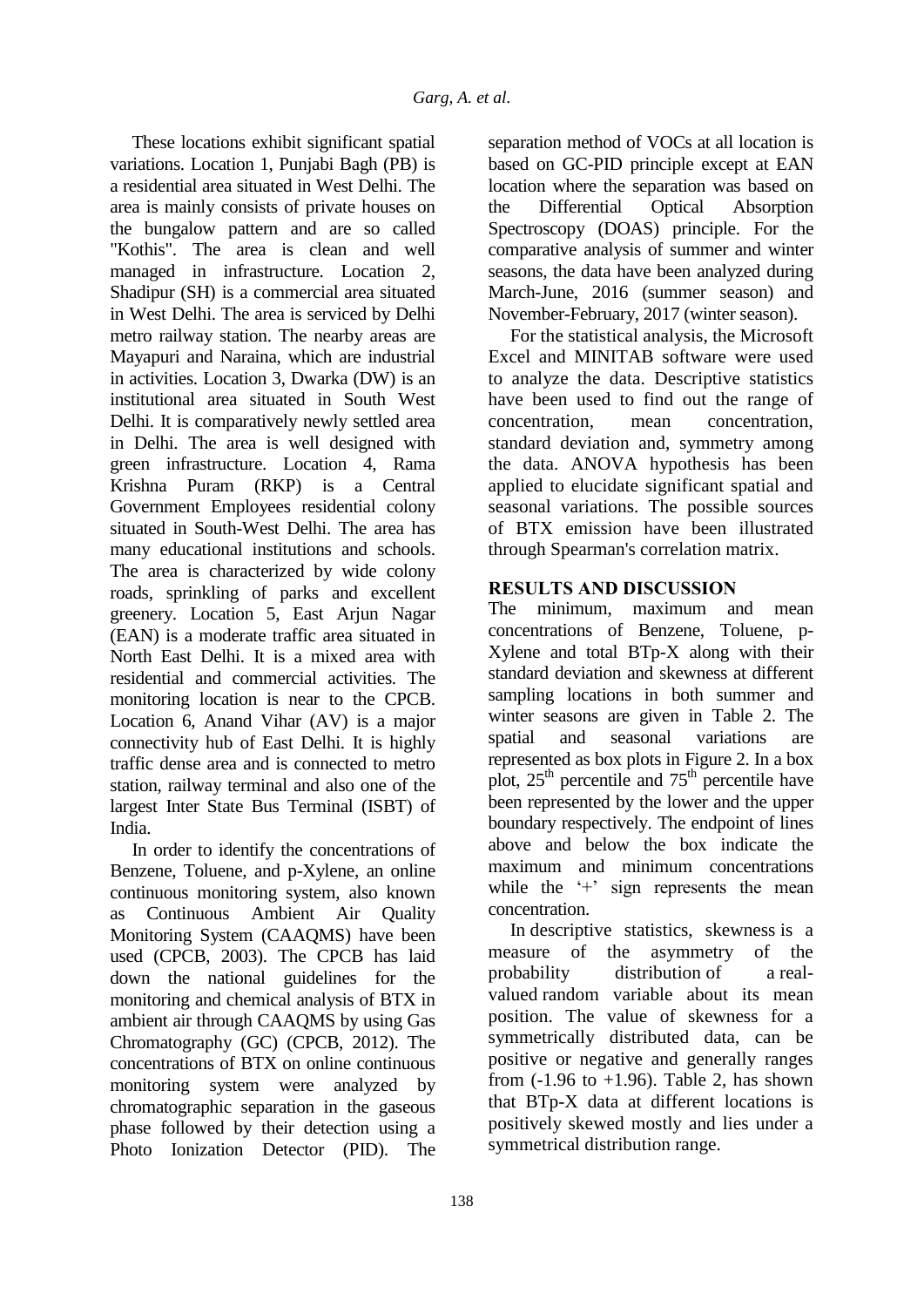These locations exhibit significant spatial variations. Location 1, Punjabi Bagh (PB) is a residential area situated in West Delhi. The area is mainly consists of private houses on the bungalow pattern and are so called "Kothis". The area is clean and well managed in infrastructure. Location 2, Shadipur (SH) is a commercial area situated in West Delhi. The area is serviced by Delhi metro railway station. The nearby areas are Mayapuri and Naraina, which are industrial in activities. Location 3, Dwarka (DW) is an institutional area situated in South West Delhi. It is comparatively newly settled area in Delhi. The area is well designed with green infrastructure. Location 4, Rama Krishna Puram (RKP) is a Central Government Employees residential colony situated in South-West Delhi. The area has many educational institutions and schools. The area is characterized by wide colony roads, sprinkling of parks and excellent greenery. Location 5, East Arjun Nagar (EAN) is a moderate traffic area situated in North East Delhi. It is a mixed area with residential and commercial activities. The monitoring location is near to the CPCB. Location 6, Anand Vihar (AV) is a major connectivity hub of East Delhi. It is highly traffic dense area and is connected to metro station, railway terminal and also one of the largest Inter State Bus Terminal (ISBT) of India.

In order to identify the concentrations of Benzene, Toluene, and p-Xylene, an online continuous monitoring system, also known as Continuous Ambient Air Quality Monitoring System (CAAQMS) have been used (CPCB, 2003). The CPCB has laid down the national guidelines for the monitoring and chemical analysis of BTX in ambient air through CAAQMS by using Gas Chromatography (GC) (CPCB, 2012). The concentrations of BTX on online continuous monitoring system were analyzed by chromatographic separation in the gaseous phase followed by their detection using a Photo Ionization Detector (PID). The separation method of VOCs at all location is based on GC-PID principle except at EAN location where the separation was based on the Differential Optical Absorption Spectroscopy (DOAS) principle. For the comparative analysis of summer and winter seasons, the data have been analyzed during March-June, 2016 (summer season) and November-February, 2017 (winter season).

For the statistical analysis, the Microsoft Excel and MINITAB software were used to analyze the data. Descriptive statistics have been used to find out the range of concentration, mean concentration, standard deviation and, symmetry among the data. ANOVA hypothesis has been applied to elucidate significant spatial and seasonal variations. The possible sources of BTX emission have been illustrated through Spearman's correlation matrix.

## RESULTS AND DISCUSSION

The minimum, maximum and mean concentrations of Benzene, Toluene, p-Xylene and total BTp-X along with their standard deviation and skewness at different sampling locations in both summer and winter seasons are given in Table 2. The spatial and seasonal variations are represented as box plots in Figure 2. In a box plot, $25^{th}$ percentile and $75^{th}$ percentile have been represented by the lower and the upper boundary respectively. The endpoint of lines above and below the box indicate the maximum and minimum concentrations while the '+' sign represents the mean concentration.

In descriptive statistics, skewness is a measure of the asymmetry of the probability distribution of a real-valued random variable about its mean position. The value of skewness for a symmetrically distributed data, can be positive or negative and generally ranges from (-1.96 to +1.96). Table 2, has shown that BTp-X data at different locations is positively skewed mostly and lies under a symmetrical distribution range.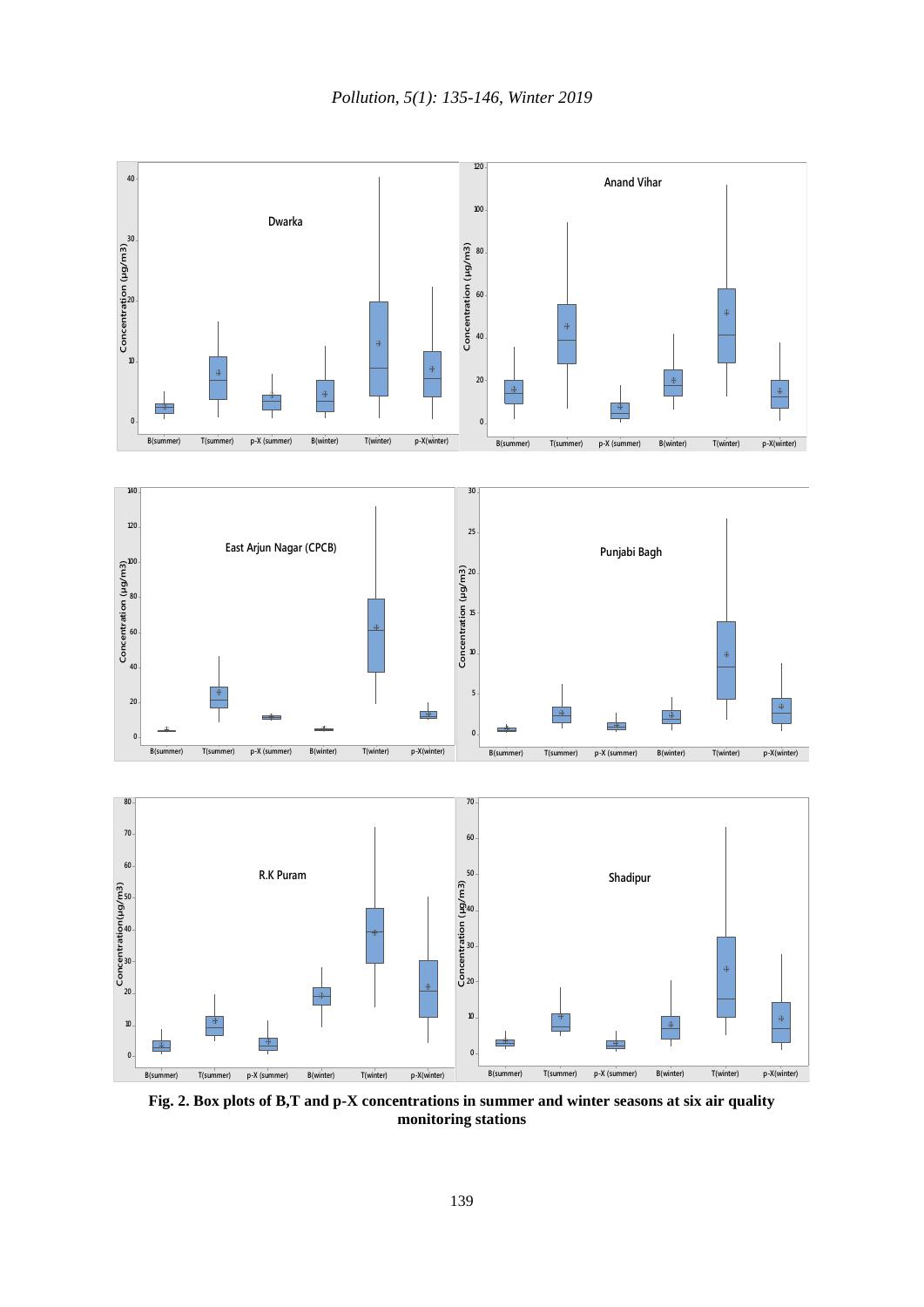**Fig. 2. Box plots of B,T and p-X concentrations in summer and winter seasons at six air quality monitoring stations**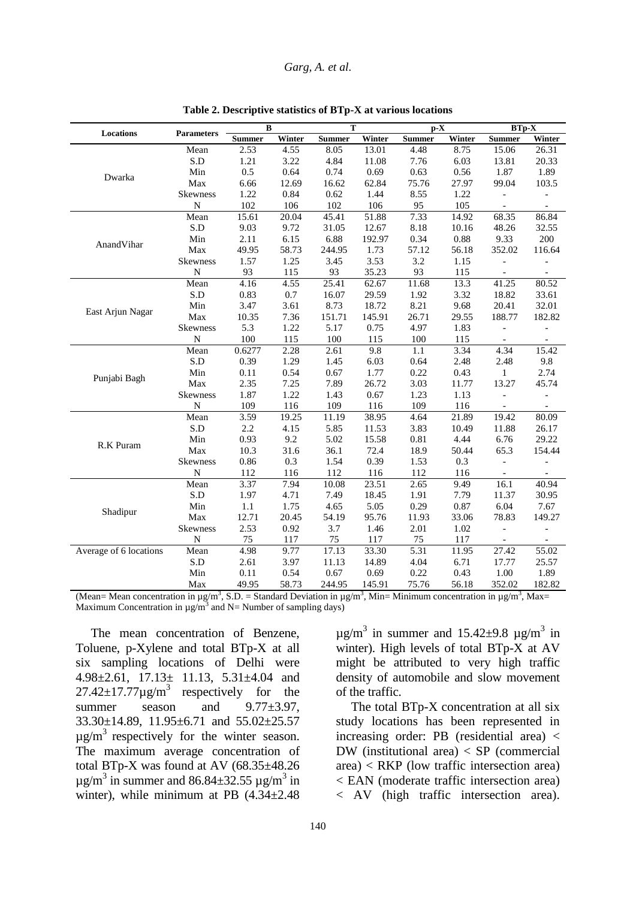**Table 2. Descriptive statistics of BTp-X at various locations**

| Locations | Parameters | B | | T | | p-X | | BTp-X | |
|---|---|---|---|---|---|---|---|---|---|
| | | Summer | Winter | Summer | Winter | Summer | Winter | Summer | Winter |
| Dwarka | Mean | 2.53 | 4.55 | 8.05 | 13.01 | 4.48 | 8.75 | 15.06 | 26.31 |
| | S.D | 1.21 | 3.22 | 4.84 | 11.08 | 7.76 | 6.03 | 13.81 | 20.33 |
| | Min | 0.5 | 0.64 | 0.74 | 0.69 | 0.63 | 0.56 | 1.87 | 1.89 |
| | Max | 6.66 | 12.69 | 16.62 | 62.84 | 75.76 | 27.97 | 99.04 | 103.5 |
| | Skewness | 1.22 | 0.84 | 0.62 | 1.44 | 8.55 | 1.22 | - | - |
| | N | 102 | 106 | 102 | 106 | 95 | 105 | - | - |
| AnandVihar | Mean | 15.61 | 20.04 | 45.41 | 51.88 | 7.33 | 14.92 | 68.35 | 86.84 |
| | S.D | 9.03 | 9.72 | 31.05 | 12.67 | 8.18 | 10.16 | 48.26 | 32.55 |
| | Min | 2.11 | 6.15 | 6.88 | 192.97 | 0.34 | 0.88 | 9.33 | 200 |
| | Max | 49.95 | 58.73 | 244.95 | 1.73 | 57.12 | 56.18 | 352.02 | 116.64 |
| | Skewness | 1.57 | 1.25 | 3.45 | 3.53 | 3.2 | 1.15 | - | - |
| | N | 93 | 115 | 93 | 35.23 | 93 | 115 | - | - |
| East Arjun Nagar | Mean | 4.16 | 4.55 | 25.41 | 62.67 | 11.68 | 13.3 | 41.25 | 80.52 |
| | S.D | 0.83 | 0.7 | 16.07 | 29.59 | 1.92 | 3.32 | 18.82 | 33.61 |
| | Min | 3.47 | 3.61 | 8.73 | 18.72 | 8.21 | 9.68 | 20.41 | 32.01 |
| | Max | 10.35 | 7.36 | 151.71 | 145.91 | 26.71 | 29.55 | 188.77 | 182.82 |
| | Skewness | 5.3 | 1.22 | 5.17 | 0.75 | 4.97 | 1.83 | - | - |
| | N | 100 | 115 | 100 | 115 | 100 | 115 | - | - |
| Punjabi Bagh | Mean | 0.6277 | 2.28 | 2.61 | 9.8 | 1.1 | 3.34 | 4.34 | 15.42 |
| | S.D | 0.39 | 1.29 | 1.45 | 6.03 | 0.64 | 2.48 | 2.48 | 9.8 |
| | Min | 0.11 | 0.54 | 0.67 | 1.77 | 0.22 | 0.43 | 1 | 2.74 |
| | Max | 2.35 | 7.25 | 7.89 | 26.72 | 3.03 | 11.77 | 13.27 | 45.74 |
| | Skewness | 1.87 | 1.22 | 1.43 | 0.67 | 1.23 | 1.13 | - | - |
| | N | 109 | 116 | 109 | 116 | 109 | 116 | - | - |
| R.K Puram | Mean | 3.59 | 19.25 | 11.19 | 38.95 | 4.64 | 21.89 | 19.42 | 80.09 |
| | S.D | 2.2 | 4.15 | 5.85 | 11.53 | 3.83 | 10.49 | 11.88 | 26.17 |
| | Min | 0.93 | 9.2 | 5.02 | 15.58 | 0.81 | 4.44 | 6.76 | 29.22 |
| | Max | 10.3 | 31.6 | 36.1 | 72.4 | 18.9 | 50.44 | 65.3 | 154.44 |
| | Skewness | 0.86 | 0.3 | 1.54 | 0.39 | 1.53 | 0.3 | - | - |
| | N | 112 | 116 | 112 | 116 | 112 | 116 | - | - |
| Shadipur | Mean | 3.37 | 7.94 | 10.08 | 23.51 | 2.65 | 9.49 | 16.1 | 40.94 |
| | S.D | 1.97 | 4.71 | 7.49 | 18.45 | 1.91 | 7.79 | 11.37 | 30.95 |
| | Min | 1.1 | 1.75 | 4.65 | 5.05 | 0.29 | 0.87 | 6.04 | 7.67 |
| | Max | 12.71 | 20.45 | 54.19 | 95.76 | 11.93 | 33.06 | 78.83 | 149.27 |
| | Skewness | 2.53 | 0.92 | 3.7 | 1.46 | 2.01 | 1.02 | - | - |
| | N | 75 | 117 | 75 | 117 | 75 | 117 | - | - |
| Average of 6 locations | Mean | 4.98 | 9.77 | 17.13 | 33.30 | 5.31 | 11.95 | 27.42 | 55.02 |
| | S.D | 2.61 | 3.97 | 11.13 | 14.89 | 4.04 | 6.71 | 17.77 | 25.57 |
| | Min | 0.11 | 0.54 | 0.67 | 0.69 | 0.22 | 0.43 | 1.00 | 1.89 |
| | Max | 49.95 | 58.73 | 244.95 | 145.91 | 75.76 | 56.18 | 352.02 | 182.82 |

(Mean= Mean concentration in µg/m$^3$, S.D. = Standard Deviation in µg/m$^3$, Min= Minimum concentration in µg/m$^3$, Max= Maximum Concentration in µg/m$^3$ and N= Number of sampling days)

The mean concentration of Benzene, Toluene, p-Xylene and total BTp-X at all six sampling locations of Delhi were 4.98±2.61, 17.13± 11.13, 5.31±4.04 and 27.42±17.77µg/m$^3$ respectively for the summer season and 9.77±3.97, 33.30±14.89, 11.95±6.71 and 55.02±25.57 µg/m$^3$ respectively for the winter season. The maximum average concentration of total BTp-X was found at AV (68.35±48.26 µg/m$^3$ in summer and 86.84±32.55 µg/m$^3$ in winter), while minimum at PB (4.34±2.48 µg/m$^3$ in summer and 15.42±9.8 µg/m$^3$ in winter). High levels of total BTp-X at AV might be attributed to very high traffic density of automobile and slow movement of the traffic.

The total BTp-X concentration at all six study locations has been represented in increasing order: PB (residential area) < DW (institutional area) < SP (commercial area) < RKP (low traffic intersection area) < EAN (moderate traffic intersection area) < AV (high traffic intersection area).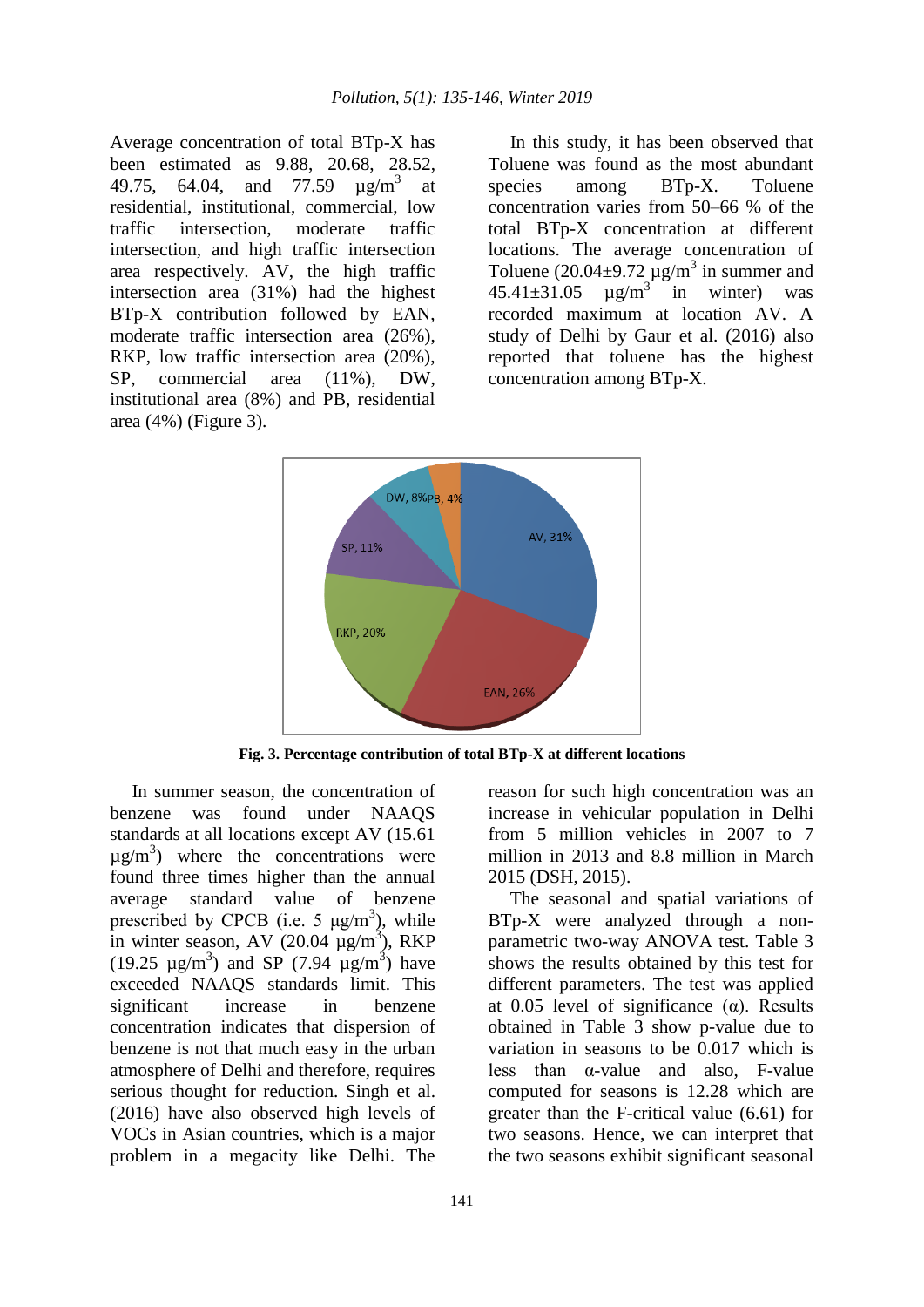Average concentration of total BTp-X has been estimated as 9.88, 20.68, 28.52, 49.75, 64.04, and 77.59 µg/m$^3$ at residential, institutional, commercial, low traffic intersection, moderate traffic intersection, and high traffic intersection area respectively. AV, the high traffic intersection area (31%) had the highest BTp-X contribution followed by EAN, moderate traffic intersection area (26%), RKP, low traffic intersection area (20%), SP, commercial area (11%), DW, institutional area (8%) and PB, residential area (4%) (Figure 3).

In this study, it has been observed that Toluene was found as the most abundant species among BTp-X. Toluene concentration varies from 50–66 % of the total BTp-X concentration at different locations. The average concentration of Toluene (20.04±9.72 µg/m$^3$ in summer and 45.41±31.05 µg/m$^3$ in winter) was recorded maximum at location AV. A study of Delhi by Gaur et al. (2016) also reported that toluene has the highest concentration among BTp-X.

**Fig. 3. Percentage contribution of total BTp-X at different locations**

In summer season, the concentration of benzene was found under NAAQS standards at all locations except AV (15.61 µg/m$^3$) where the concentrations were found three times higher than the annual average standard value of benzene prescribed by CPCB (i.e. 5 µg/m$^3$), while in winter season, AV (20.04 µg/m$^3$), RKP (19.25 µg/m$^3$) and SP (7.94 µg/m$^3$) have exceeded NAAQS standards limit. This significant increase in benzene concentration indicates that dispersion of benzene is not that much easy in the urban atmosphere of Delhi and therefore, requires serious thought for reduction. Singh et al. (2016) have also observed high levels of VOCs in Asian countries, which is a major problem in a megacity like Delhi. The reason for such high concentration was an increase in vehicular population in Delhi from 5 million vehicles in 2007 to 7 million in 2013 and 8.8 million in March 2015 (DSH, 2015).

The seasonal and spatial variations of BTp-X were analyzed through a non-parametric two-way ANOVA test. Table 3 shows the results obtained by this test for different parameters. The test was applied at 0.05 level of significance (α). Results obtained in Table 3 show p-value due to variation in seasons to be 0.017 which is less than α-value and also, F-value computed for seasons is 12.28 which are greater than the F-critical value (6.61) for two seasons. Hence, we can interpret that the two seasons exhibit significant seasonal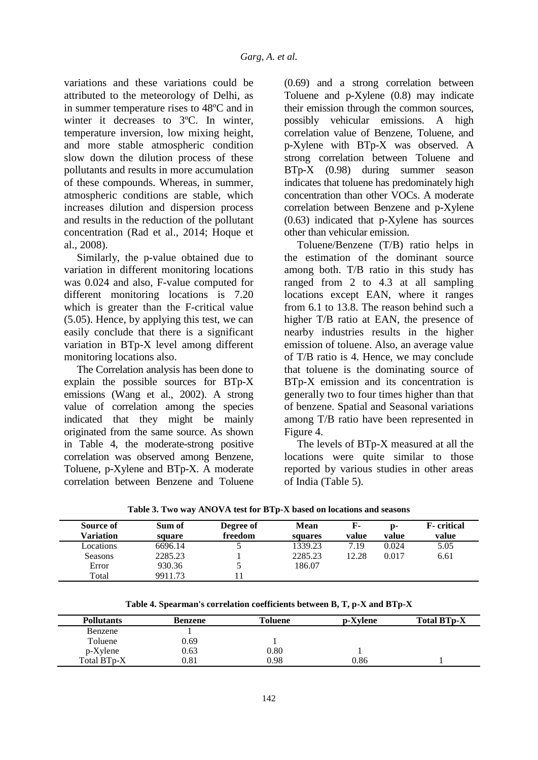variations and these variations could be attributed to the meteorology of Delhi, as in summer temperature rises to 48ºC and in winter it decreases to 3ºC. In winter, temperature inversion, low mixing height, and more stable atmospheric condition slow down the dilution process of these pollutants and results in more accumulation of these compounds. Whereas, in summer, atmospheric conditions are stable, which increases dilution and dispersion process and results in the reduction of the pollutant concentration (Rad et al., 2014; Hoque et al., 2008).

Similarly, the p-value obtained due to variation in different monitoring locations was 0.024 and also, F-value computed for different monitoring locations is 7.20 which is greater than the F-critical value (5.05). Hence, by applying this test, we can easily conclude that there is a significant variation in BTp-X level among different monitoring locations also.

The Correlation analysis has been done to explain the possible sources for BTp-X emissions (Wang et al., 2002). A strong value of correlation among the species indicated that they might be mainly originated from the same source. As shown in Table 4, the moderate-strong positive correlation was observed among Benzene, Toluene, p-Xylene and BTp-X. A moderate correlation between Benzene and Toluene (0.69) and a strong correlation between Toluene and p-Xylene (0.8) may indicate their emission through the common sources, possibly vehicular emissions. A high correlation value of Benzene, Toluene, and p-Xylene with BTp-X was observed. A strong correlation between Toluene and BTp-X (0.98) during summer season indicates that toluene has predominately high concentration than other VOCs. A moderate correlation between Benzene and p-Xylene (0.63) indicated that p-Xylene has sources other than vehicular emission.

Toluene/Benzene (T/B) ratio helps in the estimation of the dominant source among both. T/B ratio in this study has ranged from 2 to 4.3 at all sampling locations except EAN, where it ranges from 6.1 to 13.8. The reason behind such a higher T/B ratio at EAN, the presence of nearby industries results in the higher emission of toluene. Also, an average value of T/B ratio is 4. Hence, we may conclude that toluene is the dominating source of BTp-X emission and its concentration is generally two to four times higher than that of benzene. Spatial and Seasonal variations among T/B ratio have been represented in Figure 4.

The levels of BTp-X measured at all the locations were quite similar to those reported by various studies in other areas of India (Table 5).

**Table 3. Two way ANOVA test for BTp-X based on locations and seasons**

| Source of Variation | Sum of square | Degree of freedom | Mean squares | F-value | p-value | F- critical value |
|---|---|---|---|---|---|---|
| Locations | 6696.14 | 5 | 1339.23 | 7.19 | 0.024 | 5.05 |
| Seasons | 2285.23 | 1 | 2285.23 | 12.28 | 0.017 | 6.61 |
| Error | 930.36 | 5 | 186.07 | | | |
| Total | 9911.73 | 11 | | | | |

**Table 4. Spearman's correlation coefficients between B, T, p-X and BTp-X**

| Pollutants | Benzene | Toluene | p-Xylene | Total BTp-X |
|---|---|---|---|---|
| Benzene | 1 | | | |
| Toluene | 0.69 | 1 | | |
| p-Xylene | 0.63 | 0.80 | 1 | |
| Total BTp-X | 0.81 | 0.98 | 0.86 | 1 |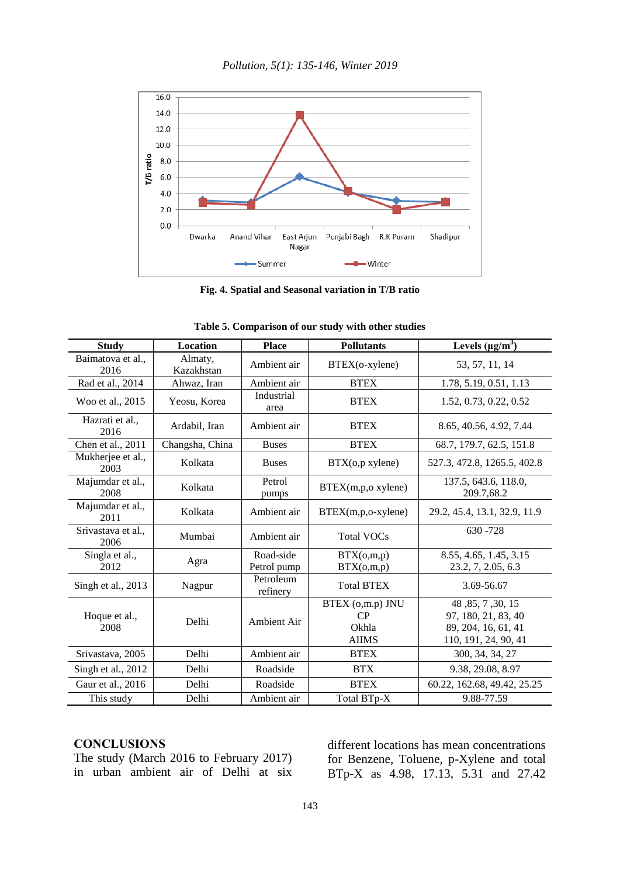Fig. 4. Spatial and Seasonal variation in T/B ratio

**Table 5. Comparison of our study with other studies**

| Study | Location | Place | Pollutants | Levels (μg/m$^3$) |
|---|---|---|---|---|
| Baimatova et al., 2016 | Almaty, Kazakhstan | Ambient air | BTEX(o-xylene) | 53, 57, 11, 14 |
| Rad et al., 2014 | Ahwaz, Iran | Ambient air | BTEX | 1.78, 5.19, 0.51, 1.13 |
| Woo et al., 2015 | Yeosu, Korea | Industrial area | BTEX | 1.52, 0.73, 0.22, 0.52 |
| Hazrati et al., 2016 | Ardabil, Iran | Ambient air | BTEX | 8.65, 40.56, 4.92, 7.44 |
| Chen et al., 2011 | Changsha, China | Buses | BTEX | 68.7, 179.7, 62.5, 151.8 |
| Mukherjee et al., 2003 | Kolkata | Buses | BTX(o,p xylene) | 527.3, 472.8, 1265.5, 402.8 |
| Majumdar et al., 2008 | Kolkata | Petrol pumps | BTEX(m,p,o xylene) | 137.5, 643.6, 118.0, 209.7,68.2 |
| Majumdar et al., 2011 | Kolkata | Ambient air | BTEX(m,p,o-xylene) | 29.2, 45.4, 13.1, 32.9, 11.9 |
| Srivastava et al., 2006 | Mumbai | Ambient air | Total VOCs | 630 -728 |
| Singla et al., 2012 | Agra | Road-side<br>Petrol pump | BTX(o,m,p)<br>BTX(o,m,p) | 8.55, 4.65, 1.45, 3.15<br>23.2, 7, 2.05, 6.3 |
| Singh et al., 2013 | Nagpur | Petroleum refinery | Total BTEX | 3.69-56.67 |
| Hoque et al., 2008 | Delhi | Ambient Air | BTEX (o,m.p) JNU<br>CP<br>Okhla<br>AIIMS | 48 ,85, 7 ,30, 15<br>97, 180, 21, 83, 40<br>89, 204, 16, 61, 41<br>110, 191, 24, 90, 41 |
| Srivastava, 2005 | Delhi | Ambient air | BTEX | 300, 34, 34, 27 |
| Singh et al., 2012 | Delhi | Roadside | BTX | 9.38, 29.08, 8.97 |
| Gaur et al., 2016 | Delhi | Roadside | BTEX | 60.22, 162.68, 49.42, 25.25 |
| This study | Delhi | Ambient air | Total BTp-X | 9.88-77.59 |

## CONCLUSIONS

The study (March 2016 to February 2017) in urban ambient air of Delhi at six different locations has mean concentrations for Benzene, Toluene, p-Xylene and total BTp-X as 4.98, 17.13, 5.31 and 27.42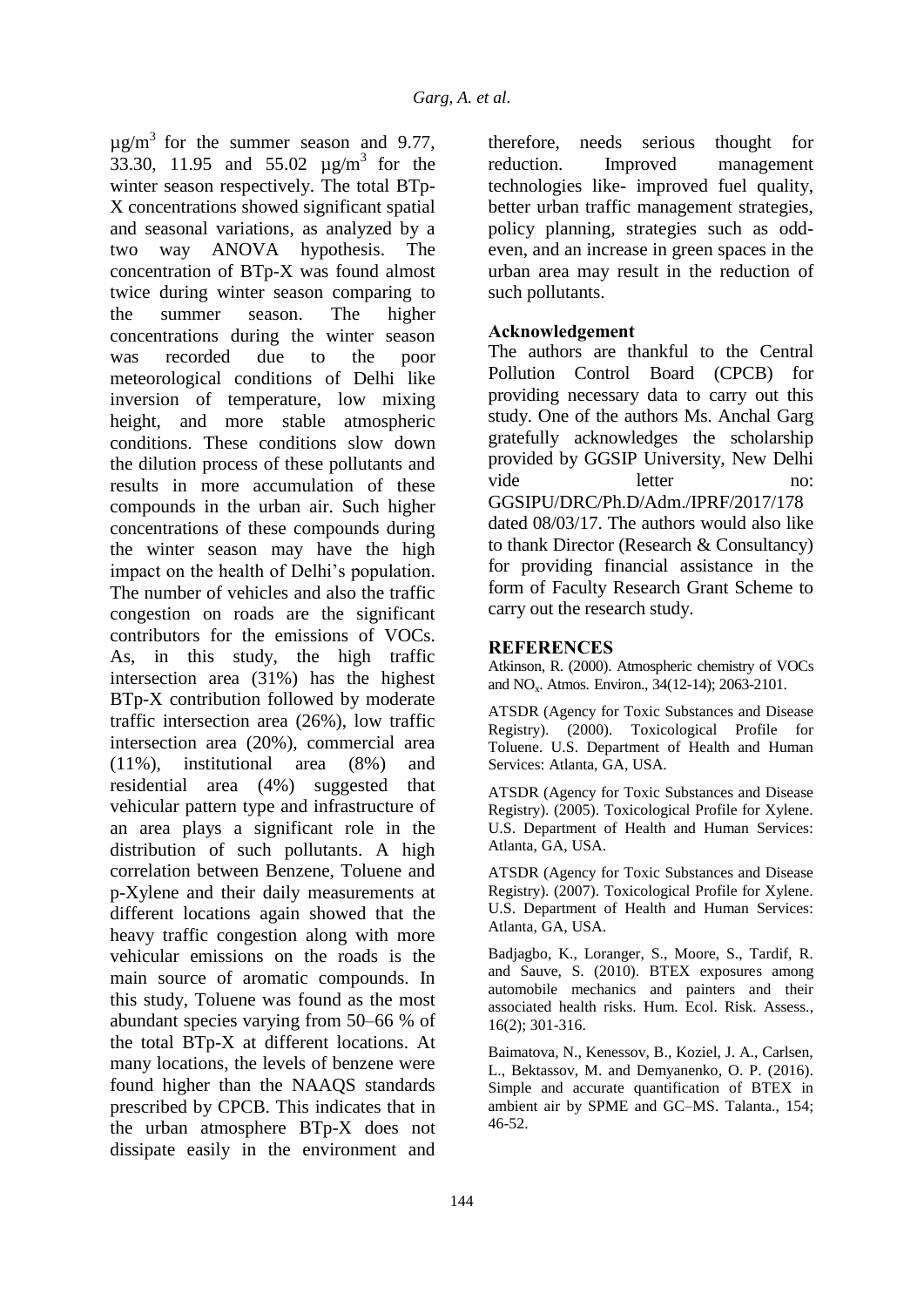μg/m$^3$ for the summer season and 9.77, 33.30, 11.95 and 55.02 μg/m$^3$ for the winter season respectively. The total BTp-X concentrations showed significant spatial and seasonal variations, as analyzed by a two way ANOVA hypothesis. The concentration of BTp-X was found almost twice during winter season comparing to the summer season. The higher concentrations during the winter season was recorded due to the poor meteorological conditions of Delhi like inversion of temperature, low mixing height, and more stable atmospheric conditions. These conditions slow down the dilution process of these pollutants and results in more accumulation of these compounds in the urban air. Such higher concentrations of these compounds during the winter season may have the high impact on the health of Delhi's population. The number of vehicles and also the traffic congestion on roads are the significant contributors for the emissions of VOCs. As, in this study, the high traffic intersection area (31%) has the highest BTp-X contribution followed by moderate traffic intersection area (26%), low traffic intersection area (20%), commercial area (11%), institutional area (8%) and residential area (4%) suggested that vehicular pattern type and infrastructure of an area plays a significant role in the distribution of such pollutants. A high correlation between Benzene, Toluene and p-Xylene and their daily measurements at different locations again showed that the heavy traffic congestion along with more vehicular emissions on the roads is the main source of aromatic compounds. In this study, Toluene was found as the most abundant species varying from 50–66 % of the total BTp-X at different locations. At many locations, the levels of benzene were found higher than the NAAQS standards prescribed by CPCB. This indicates that in the urban atmosphere BTp-X does not dissipate easily in the environment and therefore, needs serious thought for reduction. Improved management technologies like- improved fuel quality, better urban traffic management strategies, policy planning, strategies such as odd-even, and an increase in green spaces in the urban area may result in the reduction of such pollutants.

## Acknowledgement

The authors are thankful to the Central Pollution Control Board (CPCB) for providing necessary data to carry out this study. One of the authors Ms. Anchal Garg gratefully acknowledges the scholarship provided by GGSIP University, New Delhi vide letter no: GGSIPU/DRC/Ph.D/Adm./IPRF/2017/178 dated 08/03/17. The authors would also like to thank Director (Research & Consultancy) for providing financial assistance in the form of Faculty Research Grant Scheme to carry out the research study.

## REFERENCES

Atkinson, R. (2000). Atmospheric chemistry of VOCs and $NO_x$. Atmos. Environ., 34(12-14); 2063-2101.

ATSDR (Agency for Toxic Substances and Disease Registry). (2000). Toxicological Profile for Toluene. U.S. Department of Health and Human Services: Atlanta, GA, USA.

ATSDR (Agency for Toxic Substances and Disease Registry). (2005). Toxicological Profile for Xylene. U.S. Department of Health and Human Services: Atlanta, GA, USA.

ATSDR (Agency for Toxic Substances and Disease Registry). (2007). Toxicological Profile for Xylene. U.S. Department of Health and Human Services: Atlanta, GA, USA.

Badjagbo, K., Loranger, S., Moore, S., Tardif, R. and Sauve, S. (2010). BTEX exposures among automobile mechanics and painters and their associated health risks. Hum. Ecol. Risk. Assess., 16(2); 301-316.

Baimatova, N., Kenessov, B., Koziel, J. A., Carlsen, L., Bektassov, M. and Demyanenko, O. P. (2016). Simple and accurate quantification of BTEX in ambient air by SPME and GC–MS. Talanta., 154; 46-52.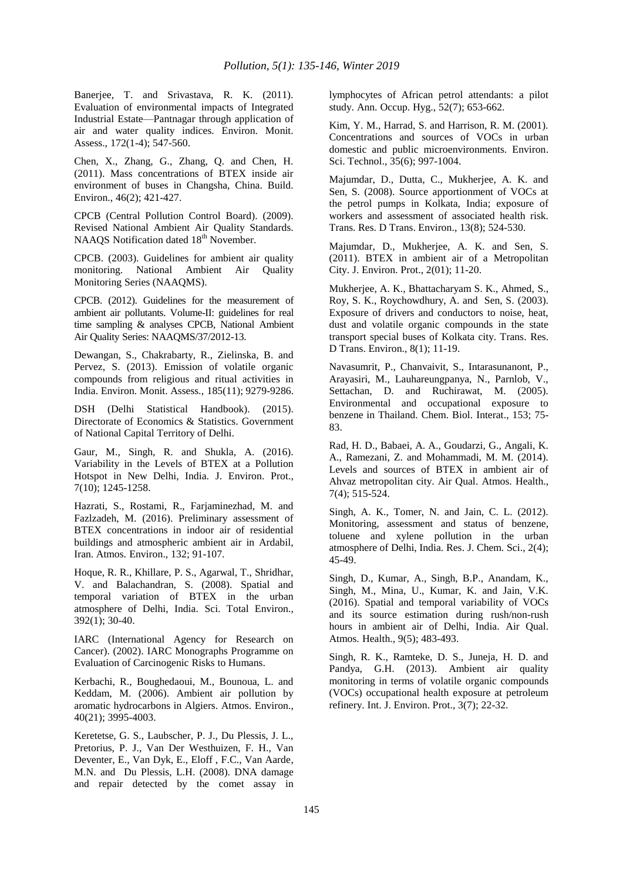Banerjee, T. and Srivastava, R. K. (2011). Evaluation of environmental impacts of Integrated Industrial Estate—Pantnagar through application of air and water quality indices. Environ. Monit. Assess., 172(1-4); 547-560.

Chen, X., Zhang, G., Zhang, Q. and Chen, H. (2011). Mass concentrations of BTEX inside air environment of buses in Changsha, China. Build. Environ., 46(2); 421-427.

CPCB (Central Pollution Control Board). (2009). Revised National Ambient Air Quality Standards. NAAQS Notification dated 18th November.

CPCB. (2003). Guidelines for ambient air quality monitoring. National Ambient Air Quality Monitoring Series (NAAQMS).

CPCB. (2012). Guidelines for the measurement of ambient air pollutants. Volume-II: guidelines for real time sampling & analyses CPCB, National Ambient Air Quality Series: NAAQMS/37/2012-13.

Dewangan, S., Chakrabarty, R., Zielinska, B. and Pervez, S. (2013). Emission of volatile organic compounds from religious and ritual activities in India. Environ. Monit. Assess., 185(11); 9279-9286.

DSH (Delhi Statistical Handbook). (2015). Directorate of Economics & Statistics. Government of National Capital Territory of Delhi.

Gaur, M., Singh, R. and Shukla, A. (2016). Variability in the Levels of BTEX at a Pollution Hotspot in New Delhi, India. J. Environ. Prot., 7(10); 1245-1258.

Hazrati, S., Rostami, R., Farjaminezhad, M. and Fazlzadeh, M. (2016). Preliminary assessment of BTEX concentrations in indoor air of residential buildings and atmospheric ambient air in Ardabil, Iran. Atmos. Environ., 132; 91-107.

Hoque, R. R., Khillare, P. S., Agarwal, T., Shridhar, V. and Balachandran, S. (2008). Spatial and temporal variation of BTEX in the urban atmosphere of Delhi, India. Sci. Total Environ., 392(1); 30-40.

IARC (International Agency for Research on Cancer). (2002). IARC Monographs Programme on Evaluation of Carcinogenic Risks to Humans.

Kerbachi, R., Boughedaoui, M., Bounoua, L. and Keddam, M. (2006). Ambient air pollution by aromatic hydrocarbons in Algiers. Atmos. Environ., 40(21); 3995-4003.

Keretetse, G. S., Laubscher, P. J., Du Plessis, J. L., Pretorius, P. J., Van Der Westhuizen, F. H., Van Deventer, E., Van Dyk, E., Eloff , F.C., Van Aarde, M.N. and Du Plessis, L.H. (2008). DNA damage and repair detected by the comet assay in lymphocytes of African petrol attendants: a pilot study. Ann. Occup. Hyg., 52(7); 653-662.

Kim, Y. M., Harrad, S. and Harrison, R. M. (2001). Concentrations and sources of VOCs in urban domestic and public microenvironments. Environ. Sci. Technol., 35(6); 997-1004.

Majumdar, D., Dutta, C., Mukherjee, A. K. and Sen, S. (2008). Source apportionment of VOCs at the petrol pumps in Kolkata, India; exposure of workers and assessment of associated health risk. Trans. Res. D Trans. Environ., 13(8); 524-530.

Majumdar, D., Mukherjee, A. K. and Sen, S. (2011). BTEX in ambient air of a Metropolitan City. J. Environ. Prot., 2(01); 11-20.

Mukherjee, A. K., Bhattacharyam S. K., Ahmed, S., Roy, S. K., Roychowdhury, A. and Sen, S. (2003). Exposure of drivers and conductors to noise, heat, dust and volatile organic compounds in the state transport special buses of Kolkata city. Trans. Res. D Trans. Environ., 8(1); 11-19.

Navasumrit, P., Chanvaivit, S., Intarasunanont, P., Arayasiri, M., Lauhareungpanya, N., Parnlob, V., Settachan, D. and Ruchirawat, M. (2005). Environmental and occupational exposure to benzene in Thailand. Chem. Biol. Interat., 153; 75-83.

Rad, H. D., Babaei, A. A., Goudarzi, G., Angali, K. A., Ramezani, Z. and Mohammadi, M. M. (2014). Levels and sources of BTEX in ambient air of Ahvaz metropolitan city. Air Qual. Atmos. Health., 7(4); 515-524.

Singh, A. K., Tomer, N. and Jain, C. L. (2012). Monitoring, assessment and status of benzene, toluene and xylene pollution in the urban atmosphere of Delhi, India. Res. J. Chem. Sci., 2(4); 45-49.

Singh, D., Kumar, A., Singh, B.P., Anandam, K., Singh, M., Mina, U., Kumar, K. and Jain, V.K. (2016). Spatial and temporal variability of VOCs and its source estimation during rush/non-rush hours in ambient air of Delhi, India. Air Qual. Atmos. Health., 9(5); 483-493.

Singh, R. K., Ramteke, D. S., Juneja, H. D. and Pandya, G.H. (2013). Ambient air quality monitoring in terms of volatile organic compounds (VOCs) occupational health exposure at petroleum refinery. Int. J. Environ. Prot., 3(7); 22-32.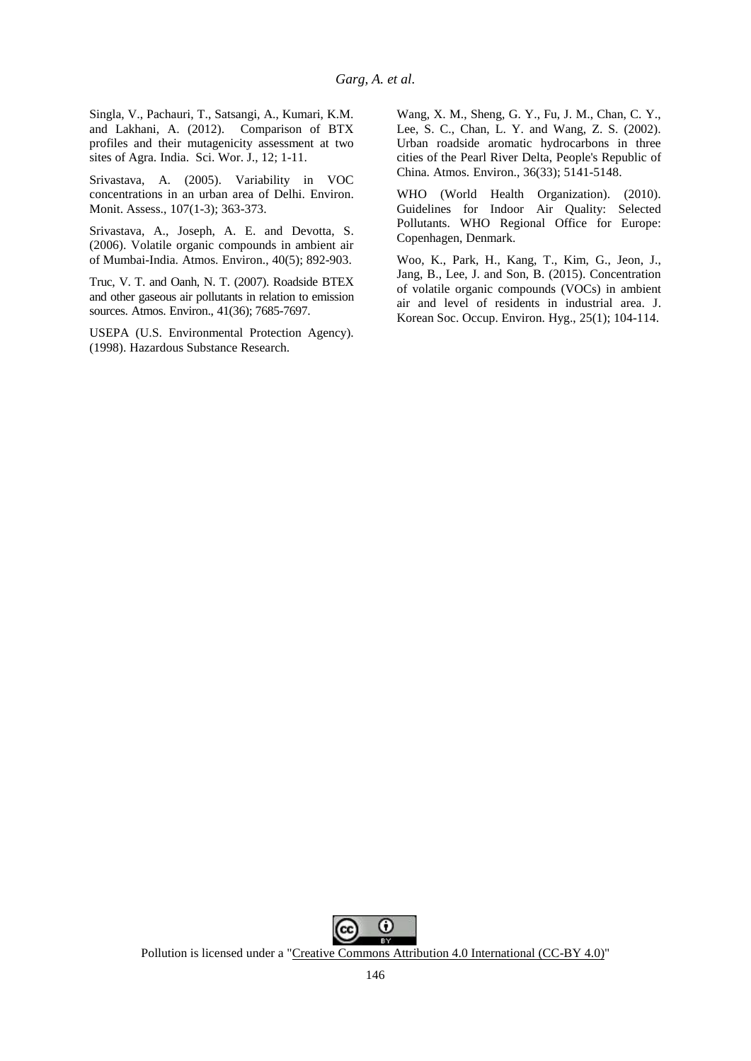Singla, V., Pachauri, T., Satsangi, A., Kumari, K.M. and Lakhani, A. (2012). Comparison of BTX profiles and their mutagenicity assessment at two sites of Agra. India. Sci. Wor. J., 12; 1-11.

Srivastava, A. (2005). Variability in VOC concentrations in an urban area of Delhi. Environ. Monit. Assess., 107(1-3); 363-373.

Srivastava, A., Joseph, A. E. and Devotta, S. (2006). Volatile organic compounds in ambient air of Mumbai-India. Atmos. Environ., 40(5); 892-903.

Truc, V. T. and Oanh, N. T. (2007). Roadside BTEX and other gaseous air pollutants in relation to emission sources. Atmos. Environ., 41(36); 7685-7697.

USEPA (U.S. Environmental Protection Agency). (1998). Hazardous Substance Research.

Wang, X. M., Sheng, G. Y., Fu, J. M., Chan, C. Y., Lee, S. C., Chan, L. Y. and Wang, Z. S. (2002). Urban roadside aromatic hydrocarbons in three cities of the Pearl River Delta, People's Republic of China. Atmos. Environ., 36(33); 5141-5148.

WHO (World Health Organization). (2010). Guidelines for Indoor Air Quality: Selected Pollutants. WHO Regional Office for Europe: Copenhagen, Denmark.

Woo, K., Park, H., Kang, T., Kim, G., Jeon, J., Jang, B., Lee, J. and Son, B. (2015). Concentration of volatile organic compounds (VOCs) in ambient air and level of residents in industrial area. J. Korean Soc. Occup. Environ. Hyg., 25(1); 104-114.

Pollution is licensed under a "Creative Commons Attribution 4.0 International (CC-BY 4.0)"